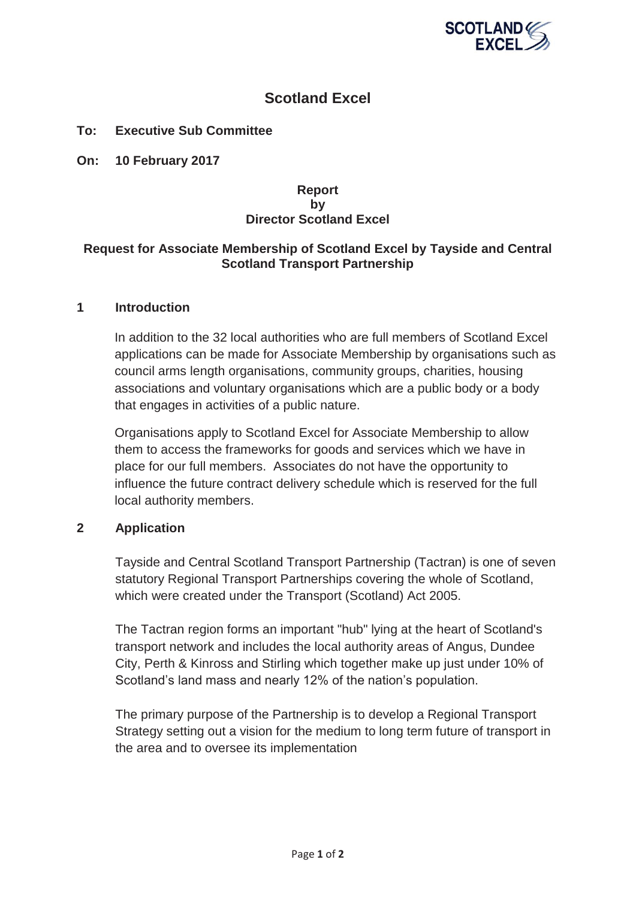# Scotland Excel

**To: Executive Sub Committee**

**On: 10 February 2017**

**Report**
**by**
**Director Scotland Excel**

## Request for Associate Membership of Scotland Excel by Tayside and Central Scotland Transport Partnership

### 1 Introduction

In addition to the 32 local authorities who are full members of Scotland Excel applications can be made for Associate Membership by organisations such as council arms length organisations, community groups, charities, housing associations and voluntary organisations which are a public body or a body that engages in activities of a public nature.

Organisations apply to Scotland Excel for Associate Membership to allow them to access the frameworks for goods and services which we have in place for our full members. Associates do not have the opportunity to influence the future contract delivery schedule which is reserved for the full local authority members.

### 2 Application

Tayside and Central Scotland Transport Partnership (Tactran) is one of seven statutory Regional Transport Partnerships covering the whole of Scotland, which were created under the Transport (Scotland) Act 2005.

The Tactran region forms an important "hub" lying at the heart of Scotland's transport network and includes the local authority areas of Angus, Dundee City, Perth & Kinross and Stirling which together make up just under 10% of Scotland's land mass and nearly 12% of the nation's population.

The primary purpose of the Partnership is to develop a Regional Transport Strategy setting out a vision for the medium to long term future of transport in the area and to oversee its implementation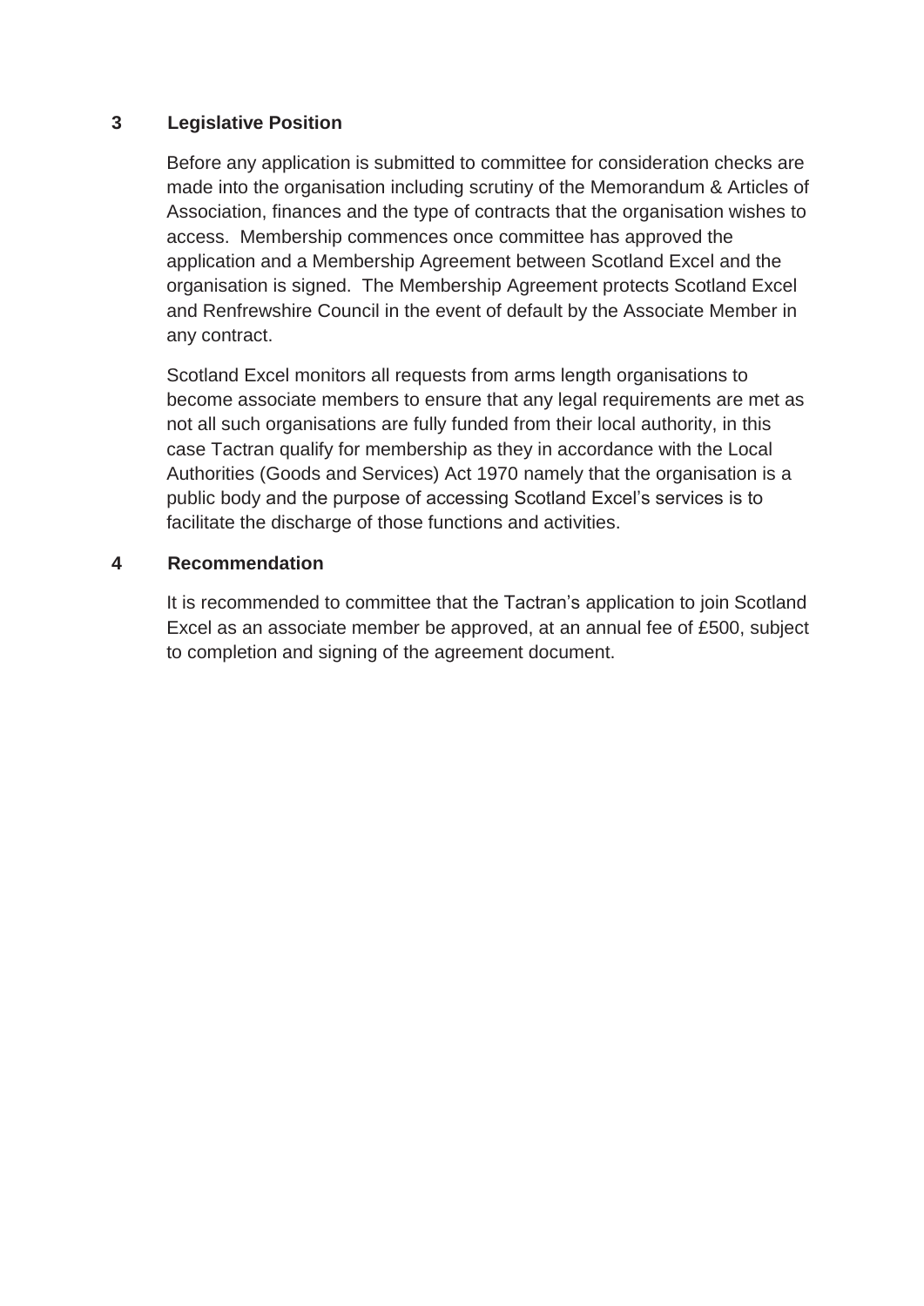## 3 Legislative Position

Before any application is submitted to committee for consideration checks are made into the organisation including scrutiny of the Memorandum & Articles of Association, finances and the type of contracts that the organisation wishes to access. Membership commences once committee has approved the application and a Membership Agreement between Scotland Excel and the organisation is signed. The Membership Agreement protects Scotland Excel and Renfrewshire Council in the event of default by the Associate Member in any contract.

Scotland Excel monitors all requests from arms length organisations to become associate members to ensure that any legal requirements are met as not all such organisations are fully funded from their local authority, in this case Tactran qualify for membership as they in accordance with the Local Authorities (Goods and Services) Act 1970 namely that the organisation is a public body and the purpose of accessing Scotland Excel's services is to facilitate the discharge of those functions and activities.

## 4 Recommendation

It is recommended to committee that the Tactran's application to join Scotland Excel as an associate member be approved, at an annual fee of £500, subject to completion and signing of the agreement document.